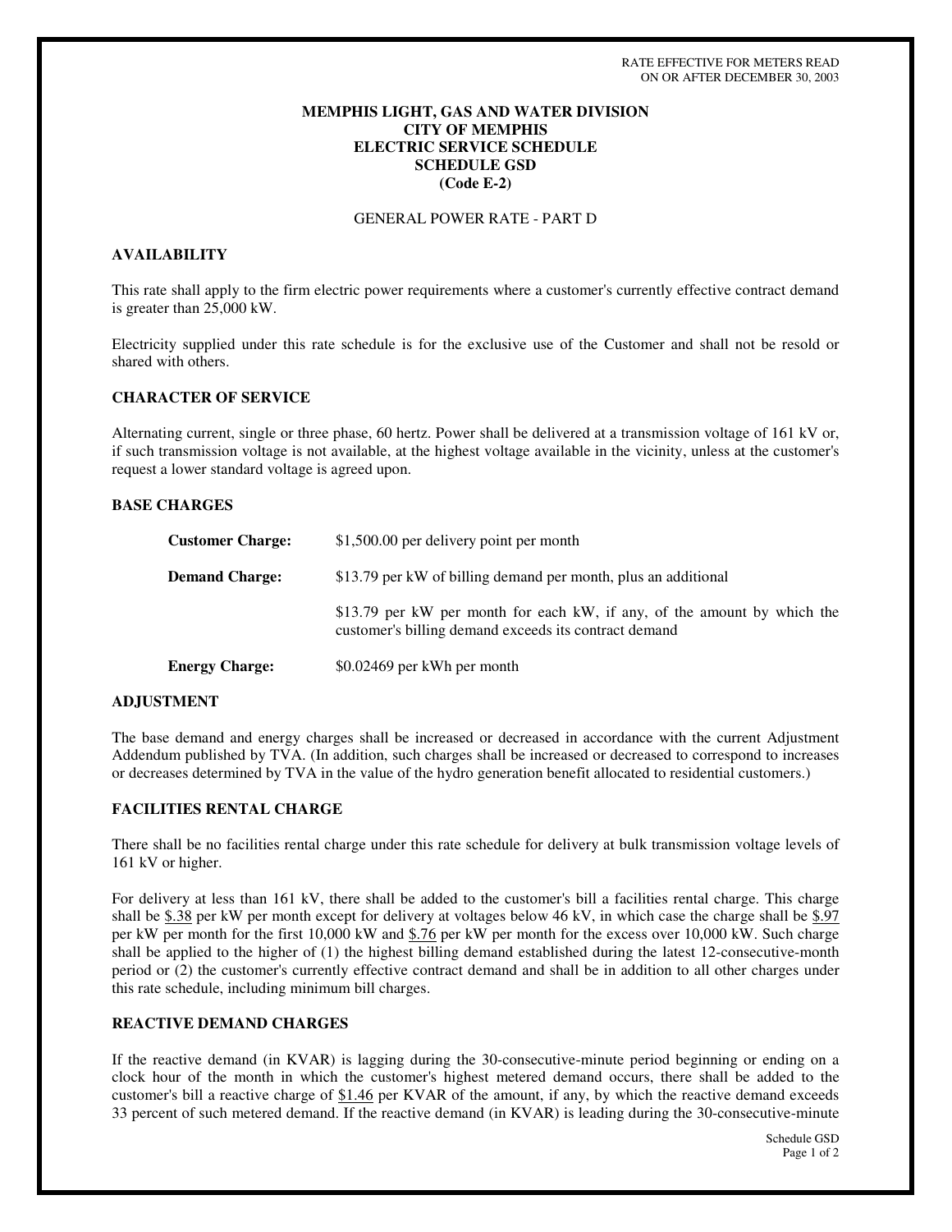RATE EFFECTIVE FOR METERS READ
ON OR AFTER DECEMBER 30, 2003

**MEMPHIS LIGHT, GAS AND WATER DIVISION**
**CITY OF MEMPHIS**
**ELECTRIC SERVICE SCHEDULE**
**SCHEDULE GSD**
**(Code E-2)**

GENERAL POWER RATE - PART D

## AVAILABILITY

This rate shall apply to the firm electric power requirements where a customer's currently effective contract demand is greater than 25,000 kW.

Electricity supplied under this rate schedule is for the exclusive use of the Customer and shall not be resold or shared with others.

## CHARACTER OF SERVICE

Alternating current, single or three phase, 60 hertz. Power shall be delivered at a transmission voltage of 161 kV or, if such transmission voltage is not available, at the highest voltage available in the vicinity, unless at the customer's request a lower standard voltage is agreed upon.

## BASE CHARGES

**Customer Charge:** $1,500.00 per delivery point per month

**Demand Charge:** $13.79 per kW of billing demand per month, plus an additional

$13.79 per kW per month for each kW, if any, of the amount by which the customer's billing demand exceeds its contract demand

**Energy Charge:** $0.02469 per kWh per month

## ADJUSTMENT

The base demand and energy charges shall be increased or decreased in accordance with the current Adjustment Addendum published by TVA. (In addition, such charges shall be increased or decreased to correspond to increases or decreases determined by TVA in the value of the hydro generation benefit allocated to residential customers.)

## FACILITIES RENTAL CHARGE

There shall be no facilities rental charge under this rate schedule for delivery at bulk transmission voltage levels of 161 kV or higher.

For delivery at less than 161 kV, there shall be added to the customer's bill a facilities rental charge. This charge shall be $.38 per kW per month except for delivery at voltages below 46 kV, in which case the charge shall be $.97 per kW per month for the first 10,000 kW and $.76 per kW per month for the excess over 10,000 kW. Such charge shall be applied to the higher of (1) the highest billing demand established during the latest 12-consecutive-month period or (2) the customer's currently effective contract demand and shall be in addition to all other charges under this rate schedule, including minimum bill charges.

## REACTIVE DEMAND CHARGES

If the reactive demand (in KVAR) is lagging during the 30-consecutive-minute period beginning or ending on a clock hour of the month in which the customer's highest metered demand occurs, there shall be added to the customer's bill a reactive charge of $1.46 per KVAR of the amount, if any, by which the reactive demand exceeds 33 percent of such metered demand. If the reactive demand (in KVAR) is leading during the 30-consecutive-minute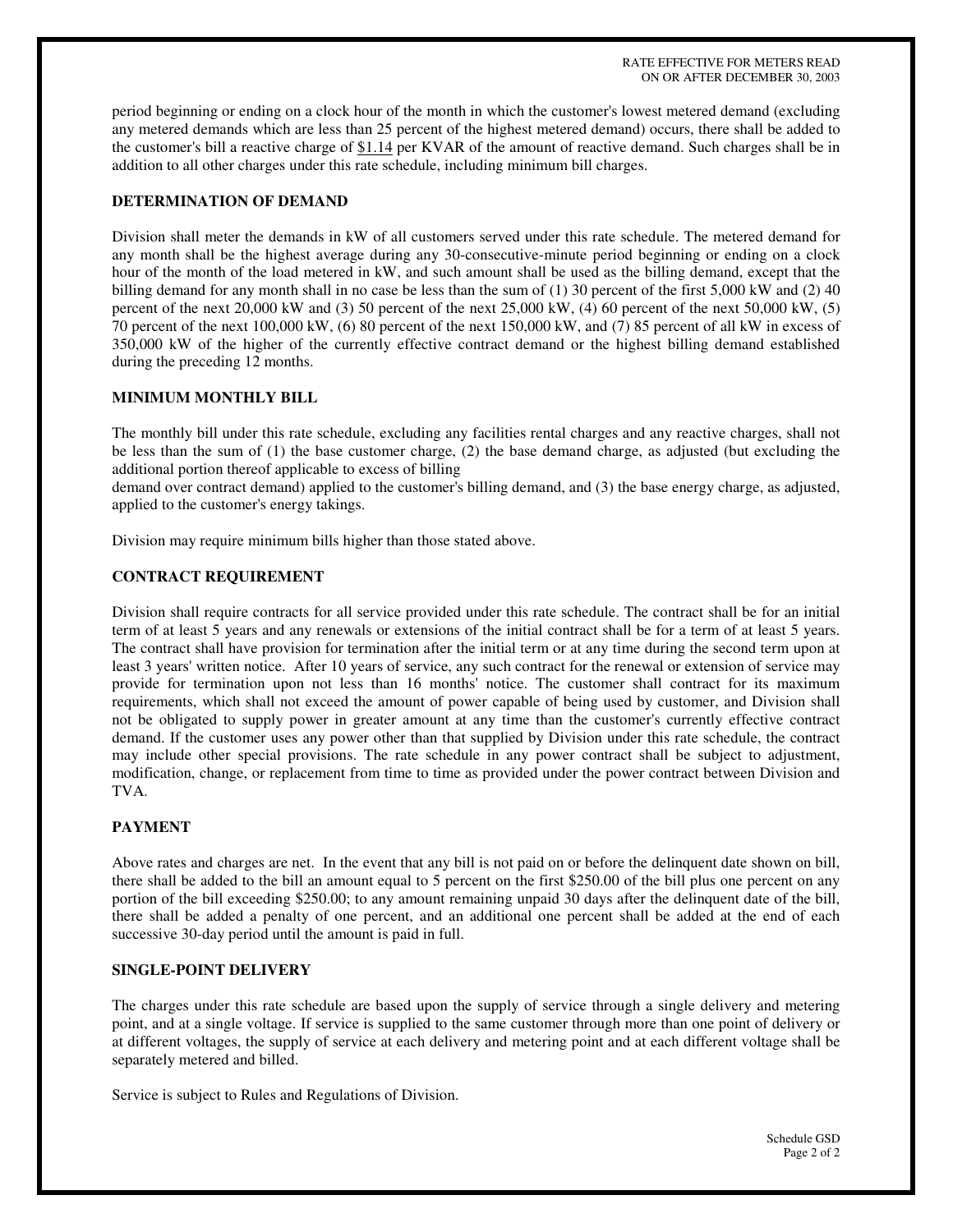period beginning or ending on a clock hour of the month in which the customer's lowest metered demand (excluding any metered demands which are less than 25 percent of the highest metered demand) occurs, there shall be added to the customer's bill a reactive charge of $1.14 per KVAR of the amount of reactive demand. Such charges shall be in addition to all other charges under this rate schedule, including minimum bill charges.

**DETERMINATION OF DEMAND**

Division shall meter the demands in kW of all customers served under this rate schedule. The metered demand for any month shall be the highest average during any 30-consecutive-minute period beginning or ending on a clock hour of the month of the load metered in kW, and such amount shall be used as the billing demand, except that the billing demand for any month shall in no case be less than the sum of (1) 30 percent of the first 5,000 kW and (2) 40 percent of the next 20,000 kW and (3) 50 percent of the next 25,000 kW, (4) 60 percent of the next 50,000 kW, (5) 70 percent of the next 100,000 kW, (6) 80 percent of the next 150,000 kW, and (7) 85 percent of all kW in excess of 350,000 kW of the higher of the currently effective contract demand or the highest billing demand established during the preceding 12 months.

**MINIMUM MONTHLY BILL**

The monthly bill under this rate schedule, excluding any facilities rental charges and any reactive charges, shall not be less than the sum of (1) the base customer charge, (2) the base demand charge, as adjusted (but excluding the additional portion thereof applicable to excess of billing demand over contract demand) applied to the customer's billing demand, and (3) the base energy charge, as adjusted, applied to the customer's energy takings.

Division may require minimum bills higher than those stated above.

**CONTRACT REQUIREMENT**

Division shall require contracts for all service provided under this rate schedule. The contract shall be for an initial term of at least 5 years and any renewals or extensions of the initial contract shall be for a term of at least 5 years. The contract shall have provision for termination after the initial term or at any time during the second term upon at least 3 years' written notice. After 10 years of service, any such contract for the renewal or extension of service may provide for termination upon not less than 16 months' notice. The customer shall contract for its maximum requirements, which shall not exceed the amount of power capable of being used by customer, and Division shall not be obligated to supply power in greater amount at any time than the customer's currently effective contract demand. If the customer uses any power other than that supplied by Division under this rate schedule, the contract may include other special provisions. The rate schedule in any power contract shall be subject to adjustment, modification, change, or replacement from time to time as provided under the power contract between Division and TVA.

**PAYMENT**

Above rates and charges are net. In the event that any bill is not paid on or before the delinquent date shown on bill, there shall be added to the bill an amount equal to 5 percent on the first $250.00 of the bill plus one percent on any portion of the bill exceeding $250.00; to any amount remaining unpaid 30 days after the delinquent date of the bill, there shall be added a penalty of one percent, and an additional one percent shall be added at the end of each successive 30-day period until the amount is paid in full.

**SINGLE-POINT DELIVERY**

The charges under this rate schedule are based upon the supply of service through a single delivery and metering point, and at a single voltage. If service is supplied to the same customer through more than one point of delivery or at different voltages, the supply of service at each delivery and metering point and at each different voltage shall be separately metered and billed.

Service is subject to Rules and Regulations of Division.